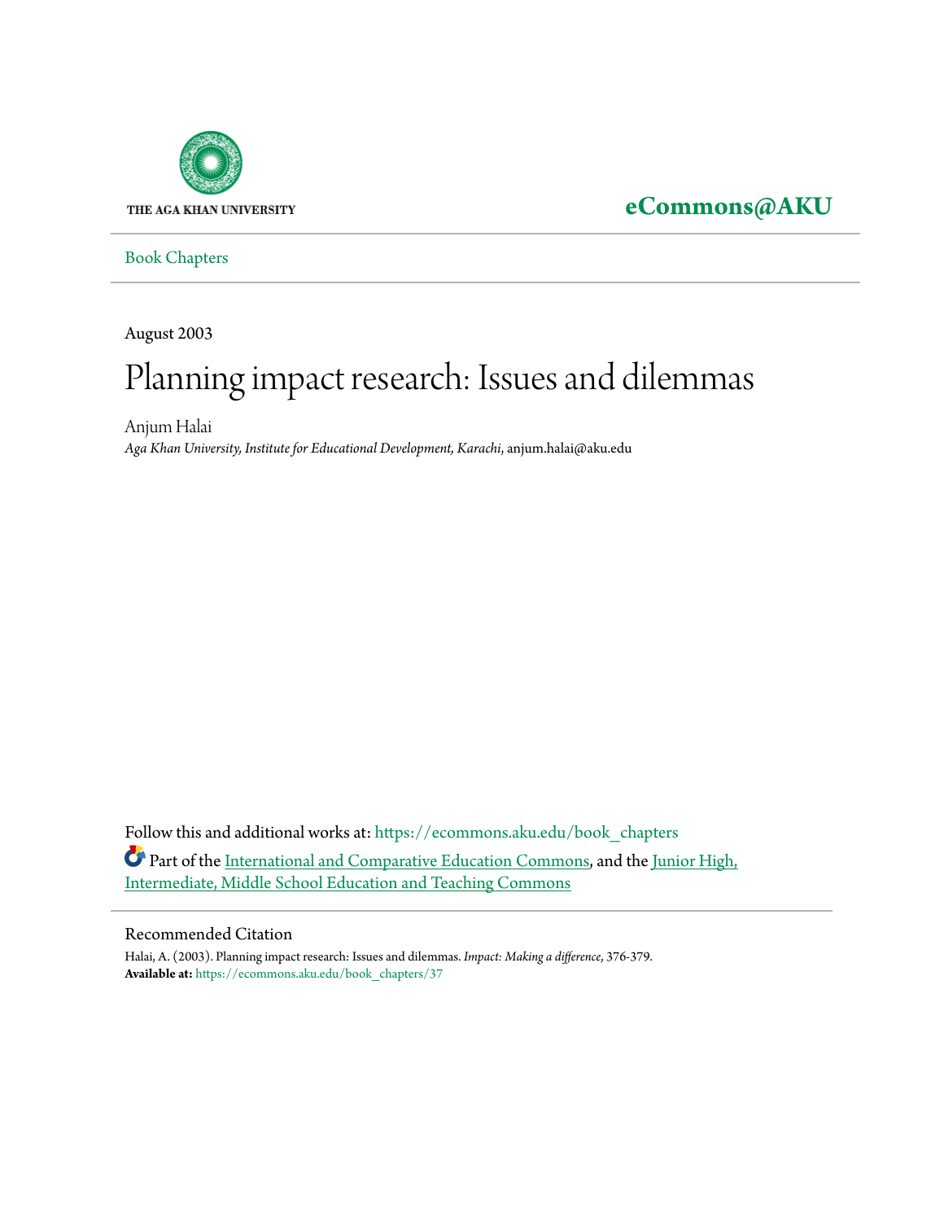THE AGA KHAN UNIVERSITY

**eCommons@AKU**

Book Chapters

August 2003

# Planning impact research: Issues and dilemmas

Anjum Halai

*Aga Khan University, Institute for Educational Development, Karachi*, anjum.halai@aku.edu

Follow this and additional works at: https://ecommons.aku.edu/book_chapters

Part of the International and Comparative Education Commons, and the Junior High, Intermediate, Middle School Education and Teaching Commons

## Recommended Citation

Halai, A. (2003). Planning impact research: Issues and dilemmas. *Impact: Making a difference*, 376-379.

**Available at:** https://ecommons.aku.edu/book_chapters/37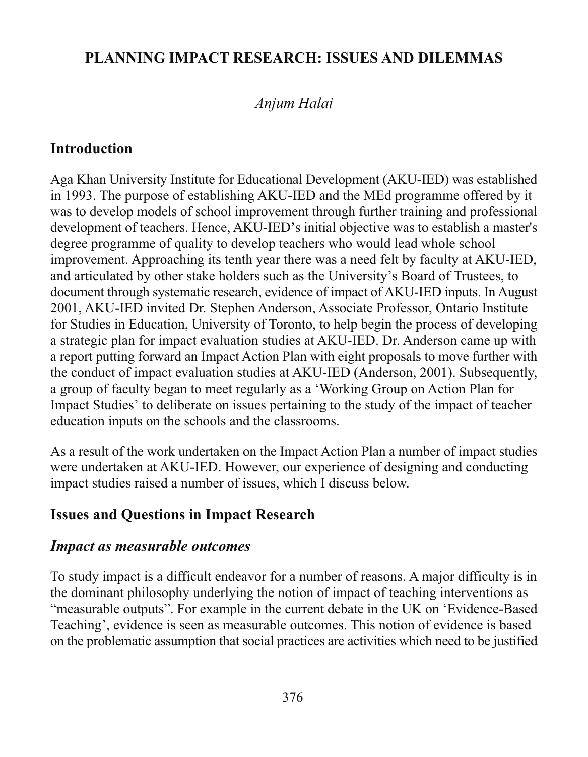# PLANNING IMPACT RESEARCH: ISSUES AND DILEMMAS

*Anjum Halai*

## Introduction

Aga Khan University Institute for Educational Development (AKU-IED) was established in 1993. The purpose of establishing AKU-IED and the MEd programme offered by it was to develop models of school improvement through further training and professional development of teachers. Hence, AKU-IED's initial objective was to establish a master's degree programme of quality to develop teachers who would lead whole school improvement. Approaching its tenth year there was a need felt by faculty at AKU-IED, and articulated by other stake holders such as the University's Board of Trustees, to document through systematic research, evidence of impact of AKU-IED inputs. In August 2001, AKU-IED invited Dr. Stephen Anderson, Associate Professor, Ontario Institute for Studies in Education, University of Toronto, to help begin the process of developing a strategic plan for impact evaluation studies at AKU-IED. Dr. Anderson came up with a report putting forward an Impact Action Plan with eight proposals to move further with the conduct of impact evaluation studies at AKU-IED (Anderson, 2001). Subsequently, a group of faculty began to meet regularly as a 'Working Group on Action Plan for Impact Studies' to deliberate on issues pertaining to the study of the impact of teacher education inputs on the schools and the classrooms.

As a result of the work undertaken on the Impact Action Plan a number of impact studies were undertaken at AKU-IED. However, our experience of designing and conducting impact studies raised a number of issues, which I discuss below.

## Issues and Questions in Impact Research

### *Impact as measurable outcomes*

To study impact is a difficult endeavor for a number of reasons. A major difficulty is in the dominant philosophy underlying the notion of impact of teaching interventions as "measurable outputs". For example in the current debate in the UK on 'Evidence-Based Teaching', evidence is seen as measurable outcomes. This notion of evidence is based on the problematic assumption that social practices are activities which need to be justified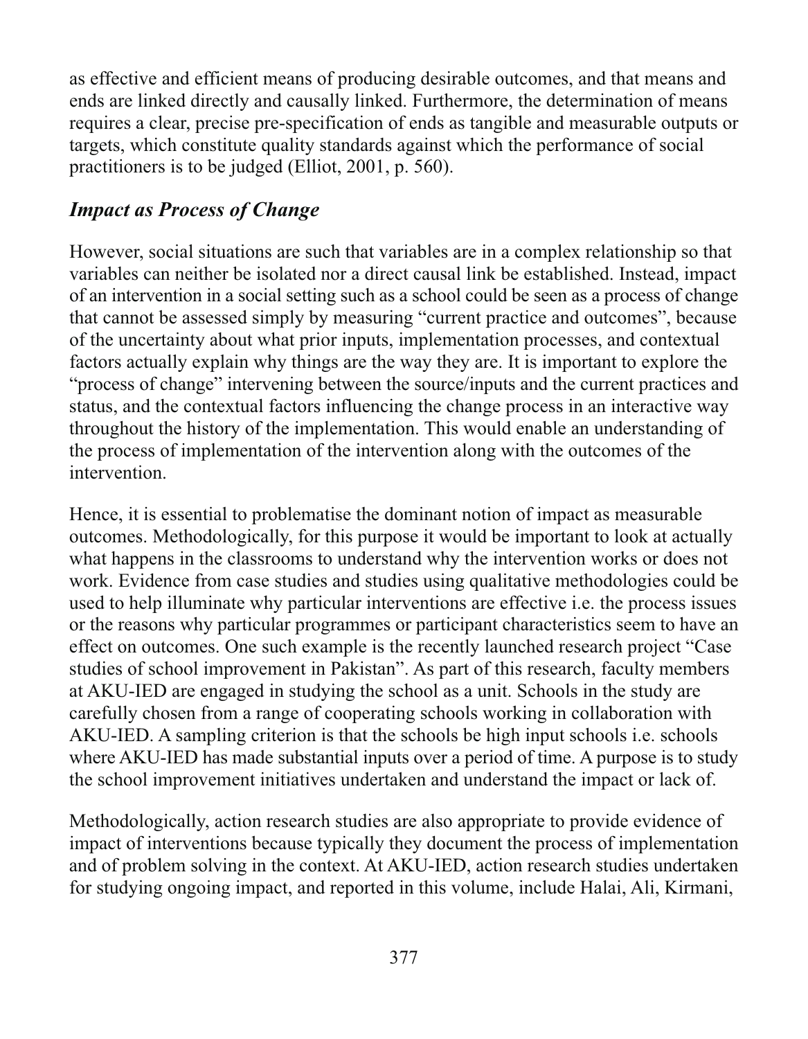as effective and efficient means of producing desirable outcomes, and that means and ends are linked directly and causally linked. Furthermore, the determination of means requires a clear, precise pre-specification of ends as tangible and measurable outputs or targets, which constitute quality standards against which the performance of social practitioners is to be judged (Elliot, 2001, p. 560).

### *Impact as Process of Change*

However, social situations are such that variables are in a complex relationship so that variables can neither be isolated nor a direct causal link be established. Instead, impact of an intervention in a social setting such as a school could be seen as a process of change that cannot be assessed simply by measuring "current practice and outcomes", because of the uncertainty about what prior inputs, implementation processes, and contextual factors actually explain why things are the way they are. It is important to explore the "process of change" intervening between the source/inputs and the current practices and status, and the contextual factors influencing the change process in an interactive way throughout the history of the implementation. This would enable an understanding of the process of implementation of the intervention along with the outcomes of the intervention.

Hence, it is essential to problematise the dominant notion of impact as measurable outcomes. Methodologically, for this purpose it would be important to look at actually what happens in the classrooms to understand why the intervention works or does not work. Evidence from case studies and studies using qualitative methodologies could be used to help illuminate why particular interventions are effective i.e. the process issues or the reasons why particular programmes or participant characteristics seem to have an effect on outcomes. One such example is the recently launched research project "Case studies of school improvement in Pakistan". As part of this research, faculty members at AKU-IED are engaged in studying the school as a unit. Schools in the study are carefully chosen from a range of cooperating schools working in collaboration with AKU-IED. A sampling criterion is that the schools be high input schools i.e. schools where AKU-IED has made substantial inputs over a period of time. A purpose is to study the school improvement initiatives undertaken and understand the impact or lack of.

Methodologically, action research studies are also appropriate to provide evidence of impact of interventions because typically they document the process of implementation and of problem solving in the context. At AKU-IED, action research studies undertaken for studying ongoing impact, and reported in this volume, include Halai, Ali, Kirmani,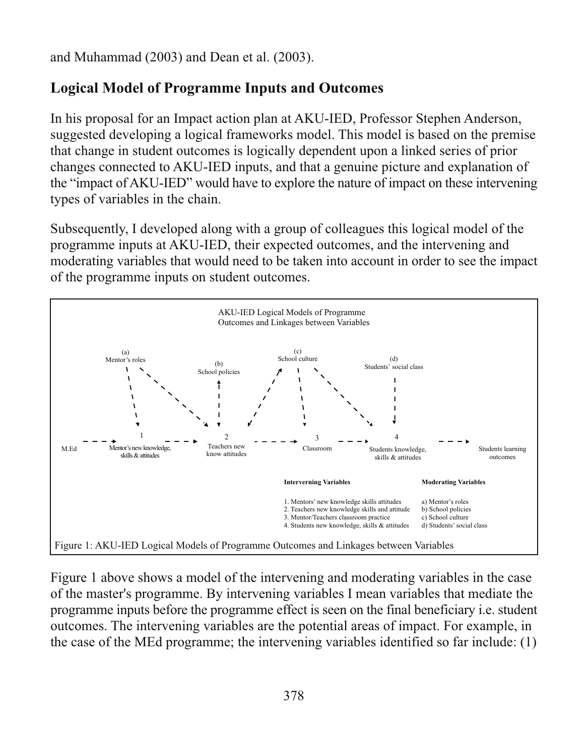and Muhammad (2003) and Dean et al. (2003).

## Logical Model of Programme Inputs and Outcomes

In his proposal for an Impact action plan at AKU-IED, Professor Stephen Anderson, suggested developing a logical frameworks model. This model is based on the premise that change in student outcomes is logically dependent upon a linked series of prior changes connected to AKU-IED inputs, and that a genuine picture and explanation of the "impact of AKU-IED" would have to explore the nature of impact on these intervening types of variables in the chain.

Subsequently, I developed along with a group of colleagues this logical model of the programme inputs at AKU-IED, their expected outcomes, and the intervening and moderating variables that would need to be taken into account in order to see the impact of the programme inputs on student outcomes.

AKU-IED Logical Models of Programme Outcomes and Linkages between Variables

(a) Mentor's roles

(b) School policies

(c) School culture

(d) Students' social class

M.Ed → 1 Mentor's new knowledge, skills & attitudes → 2 Teachers new know attitudes → 3 Classroom → 4 Students knowledge, skills & attitudes → Students learning outcomes

| **Interverning Variables** | **Moderating Variables** |
|---|---|
| 1. Mentors' new knowledge skills attitudes | a) Mentor's roles |
| 2. Teachers new knowledge skills and attitude | b) School policies |
| 3. Mentor/Teachers classroom practice | c) School culture |
| 4. Students new knowledge, skills & attitudes | d) Students' social class |

Figure 1: AKU-IED Logical Models of Programme Outcomes and Linkages between Variables

Figure 1 above shows a model of the intervening and moderating variables in the case of the master's programme. By intervening variables I mean variables that mediate the programme inputs before the programme effect is seen on the final beneficiary i.e. student outcomes. The intervening variables are the potential areas of impact. For example, in the case of the MEd programme; the intervening variables identified so far include: (1)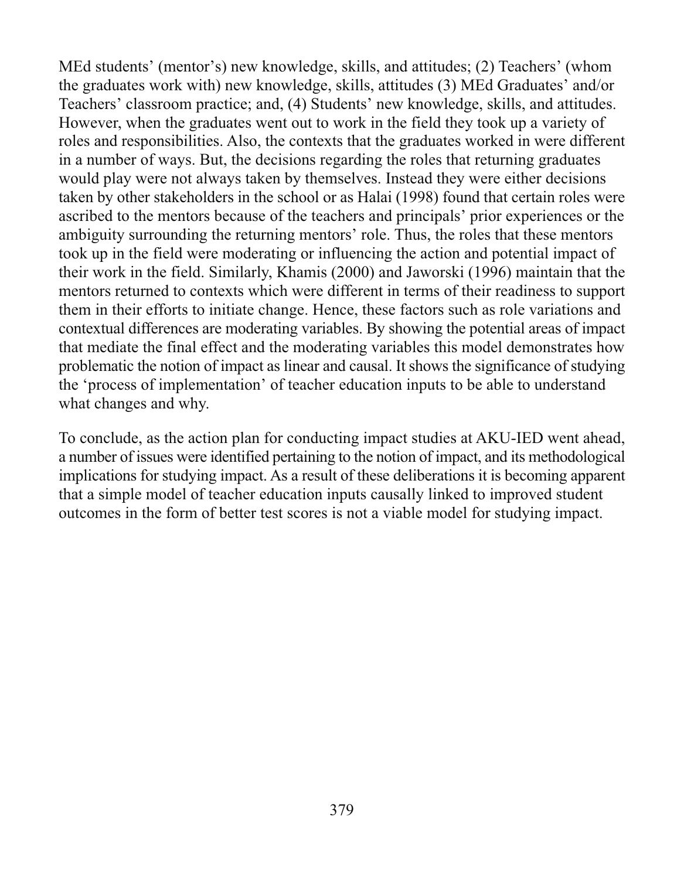MEd students' (mentor's) new knowledge, skills, and attitudes; (2) Teachers' (whom the graduates work with) new knowledge, skills, attitudes (3) MEd Graduates' and/or Teachers' classroom practice; and, (4) Students' new knowledge, skills, and attitudes. However, when the graduates went out to work in the field they took up a variety of roles and responsibilities. Also, the contexts that the graduates worked in were different in a number of ways. But, the decisions regarding the roles that returning graduates would play were not always taken by themselves. Instead they were either decisions taken by other stakeholders in the school or as Halai (1998) found that certain roles were ascribed to the mentors because of the teachers and principals' prior experiences or the ambiguity surrounding the returning mentors' role. Thus, the roles that these mentors took up in the field were moderating or influencing the action and potential impact of their work in the field. Similarly, Khamis (2000) and Jaworski (1996) maintain that the mentors returned to contexts which were different in terms of their readiness to support them in their efforts to initiate change. Hence, these factors such as role variations and contextual differences are moderating variables. By showing the potential areas of impact that mediate the final effect and the moderating variables this model demonstrates how problematic the notion of impact as linear and causal. It shows the significance of studying the 'process of implementation' of teacher education inputs to be able to understand what changes and why.

To conclude, as the action plan for conducting impact studies at AKU-IED went ahead, a number of issues were identified pertaining to the notion of impact, and its methodological implications for studying impact. As a result of these deliberations it is becoming apparent that a simple model of teacher education inputs causally linked to improved student outcomes in the form of better test scores is not a viable model for studying impact.